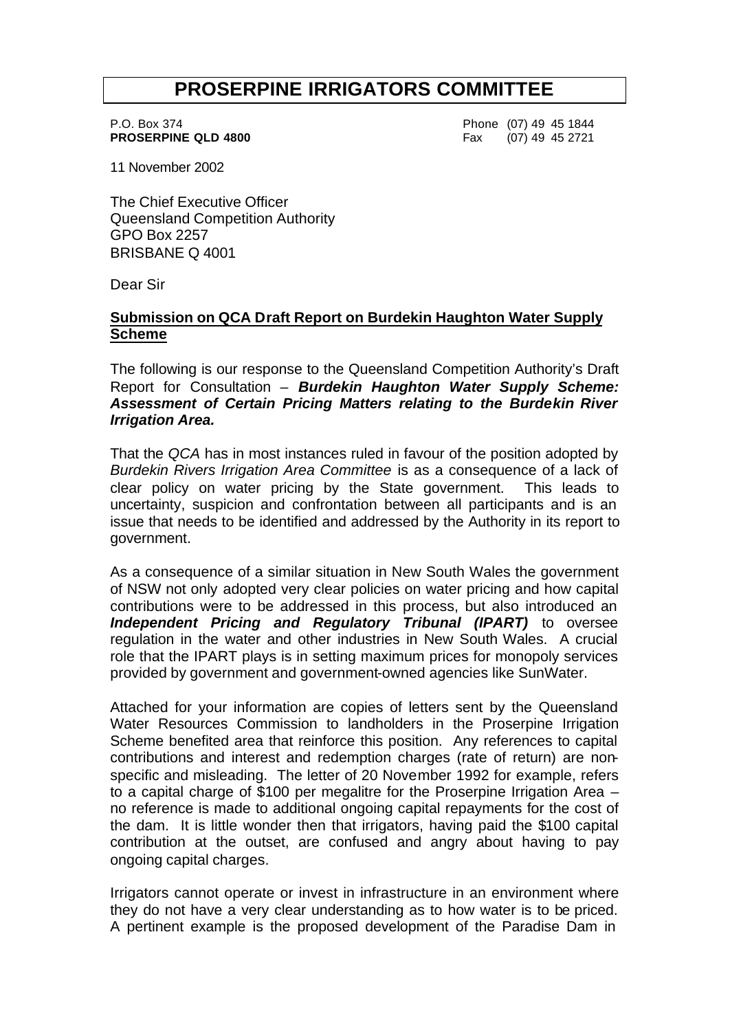# PROSERPINE IRRIGATORS COMMITTEE

P.O. Box 374
**PROSERPINE QLD 4800**

Phone (07) 49 45 1844
Fax (07) 49 45 2721

11 November 2002

The Chief Executive Officer
Queensland Competition Authority
GPO Box 2257
BRISBANE Q 4001

Dear Sir

**Submission on QCA Draft Report on Burdekin Haughton Water Supply Scheme**

The following is our response to the Queensland Competition Authority's Draft Report for Consultation – ***Burdekin Haughton Water Supply Scheme: Assessment of Certain Pricing Matters relating to the Burdekin River Irrigation Area.***

That the *QCA* has in most instances ruled in favour of the position adopted by *Burdekin Rivers Irrigation Area Committee* is as a consequence of a lack of clear policy on water pricing by the State government. This leads to uncertainty, suspicion and confrontation between all participants and is an issue that needs to be identified and addressed by the Authority in its report to government.

As a consequence of a similar situation in New South Wales the government of NSW not only adopted very clear policies on water pricing and how capital contributions were to be addressed in this process, but also introduced an ***Independent Pricing and Regulatory Tribunal (IPART)*** to oversee regulation in the water and other industries in New South Wales. A crucial role that the IPART plays is in setting maximum prices for monopoly services provided by government and government-owned agencies like SunWater.

Attached for your information are copies of letters sent by the Queensland Water Resources Commission to landholders in the Proserpine Irrigation Scheme benefited area that reinforce this position. Any references to capital contributions and interest and redemption charges (rate of return) are non-specific and misleading. The letter of 20 November 1992 for example, refers to a capital charge of $100 per megalitre for the Proserpine Irrigation Area – no reference is made to additional ongoing capital repayments for the cost of the dam. It is little wonder then that irrigators, having paid the $100 capital contribution at the outset, are confused and angry about having to pay ongoing capital charges.

Irrigators cannot operate or invest in infrastructure in an environment where they do not have a very clear understanding as to how water is to be priced. A pertinent example is the proposed development of the Paradise Dam in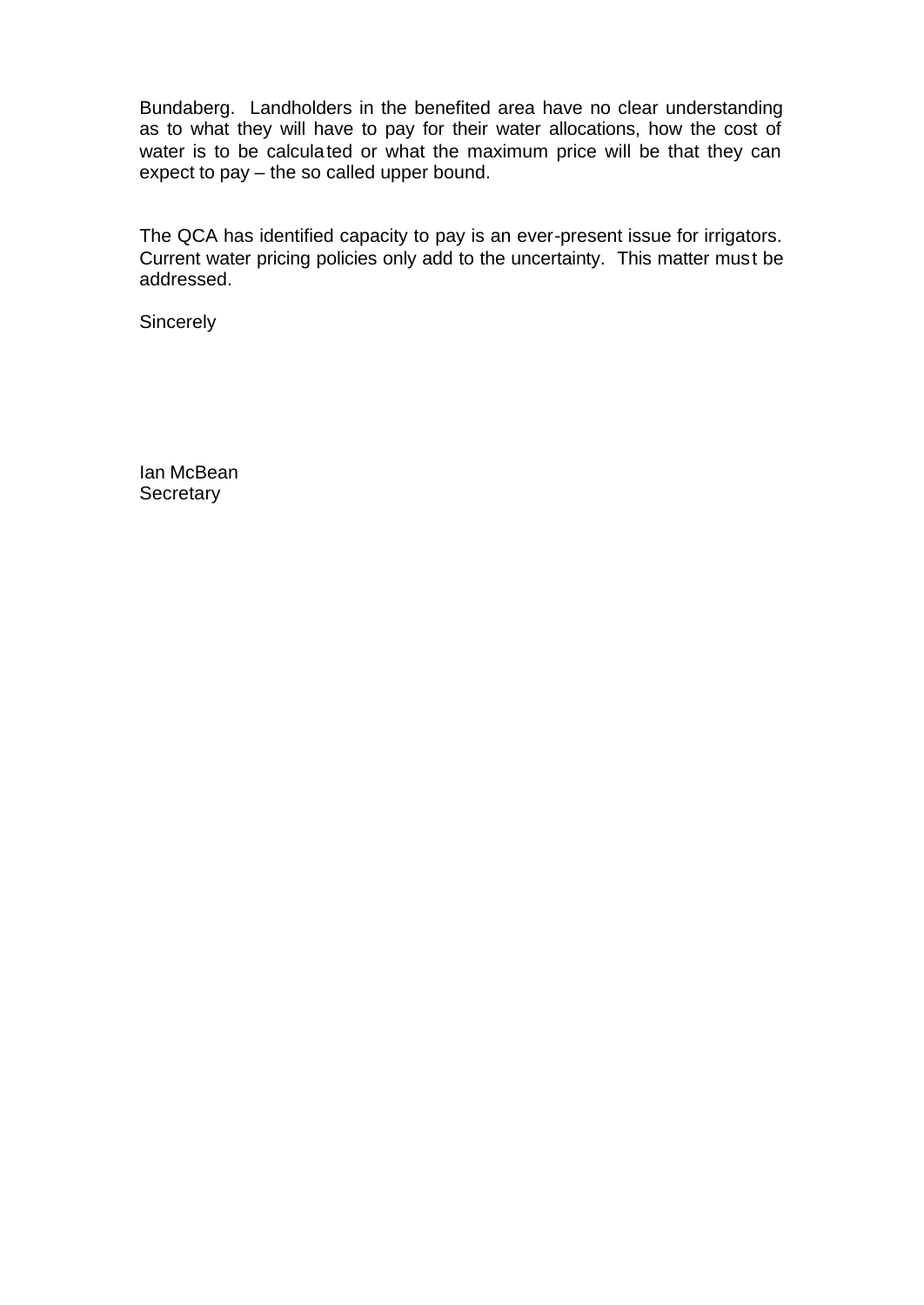Bundaberg. Landholders in the benefited area have no clear understanding as to what they will have to pay for their water allocations, how the cost of water is to be calculated or what the maximum price will be that they can expect to pay – the so called upper bound.

The QCA has identified capacity to pay is an ever-present issue for irrigators. Current water pricing policies only add to the uncertainty. This matter must be addressed.

Sincerely

Ian McBean
Secretary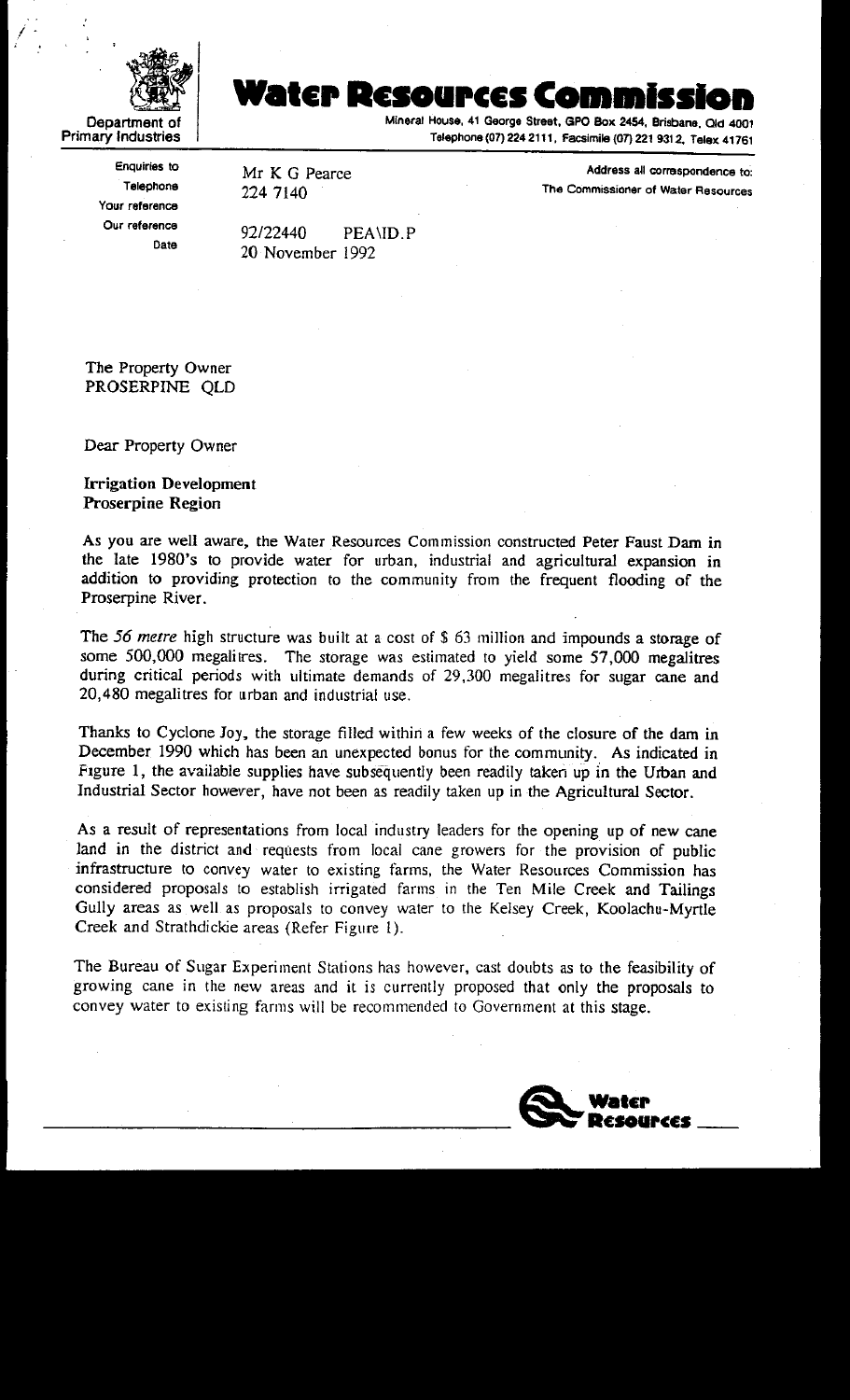Department of Primary Industries

# Water Resources Commission

Mineral House, 41 George Street, GPO Box 2454, Brisbane, Qld 4001
Telephone (07) 224 2111, Facsimile (07) 221 9312, Telex 41761

| | | |
|---|---|---|
| Enquiries to | Mr K G Pearce | Address all correspondence to: |
| Telephone | 224 7140 | The Commissioner of Water Resources |
| Your reference | | |
| Our reference | 92/22440 PEA\ID.P | |
| Date | 20 November 1992 | |

The Property Owner
PROSERPINE QLD

Dear Property Owner

**Irrigation Development**
**Proserpine Region**

As you are well aware, the Water Resources Commission constructed Peter Faust Dam in the late 1980's to provide water for urban, industrial and agricultural expansion in addition to providing protection to the community from the frequent flooding of the Proserpine River.

The *56 metre* high structure was built at a cost of $ 63 million and impounds a storage of some 500,000 megalitres. The storage was estimated to yield some 57,000 megalitres during critical periods with ultimate demands of 29,300 megalitres for sugar cane and 20,480 megalitres for urban and industrial use.

Thanks to Cyclone Joy, the storage filled within a few weeks of the closure of the dam in December 1990 which has been an unexpected bonus for the community. As indicated in Figure 1, the available supplies have subsequently been readily taken up in the Urban and Industrial Sector however, have not been as readily taken up in the Agricultural Sector.

As a result of representations from local industry leaders for the opening up of new cane land in the district and requests from local cane growers for the provision of public infrastructure to convey water to existing farms, the Water Resources Commission has considered proposals to establish irrigated farms in the Ten Mile Creek and Tailings Gully areas as well as proposals to convey water to the Kelsey Creek, Koolachu-Myrtle Creek and Strathdickie areas (Refer Figure 1).

The Bureau of Sugar Experiment Stations has however, cast doubts as to the feasibility of growing cane in the new areas and it is currently proposed that only the proposals to convey water to existing farms will be recommended to Government at this stage.

Water Resources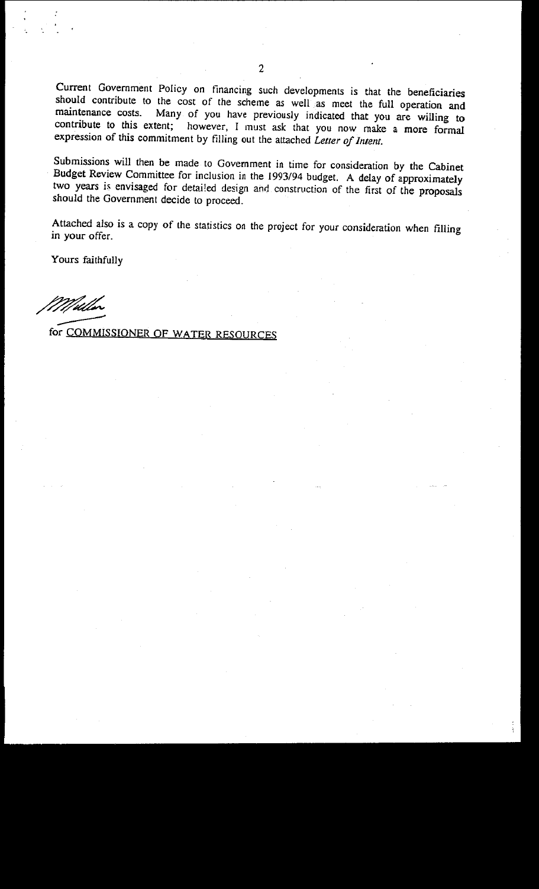Current Government Policy on financing such developments is that the beneficiaries should contribute to the cost of the scheme as well as meet the full operation and maintenance costs. Many of you have previously indicated that you are willing to contribute to this extent; however, I must ask that you now make a more formal expression of this commitment by filling out the attached *Letter of Intent*.

Submissions will then be made to Government in time for consideration by the Cabinet Budget Review Committee for inclusion in the 1993/94 budget. A delay of approximately two years is envisaged for detailed design and construction of the first of the proposals should the Government decide to proceed.

Attached also is a copy of the statistics on the project for your consideration when filling in your offer.

Yours faithfully

for COMMISSIONER OF WATER RESOURCES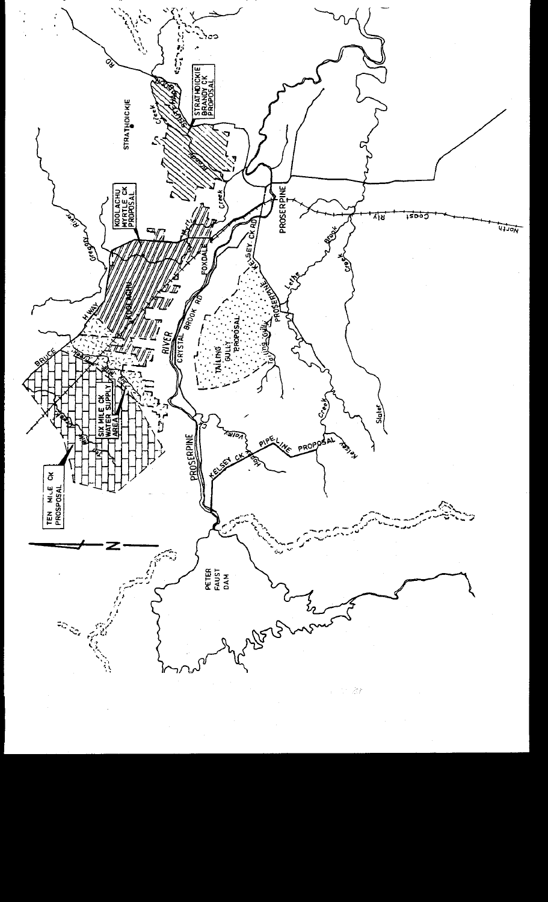TEN MILE CK PROSPOSAL

SIX MILE CK WATER SUPPLY AREA

KOOLACHU MYRTLE CK PROPOSAL

STRATHDICKIE BRANDY CK PROPOSAL

STRATHDICKIE

KOOLACHU

FOXDALE

PROSERPINE

TAILING GULLY PROPOSAL

KELSEY CK PIPELINE PROPOSAL

PETER FAUST DAM

PROSERPINE RIVER

CRYSTAL BROOK RD

KELSEY CK RD

BRUCE HWAY

North Coast Rly

N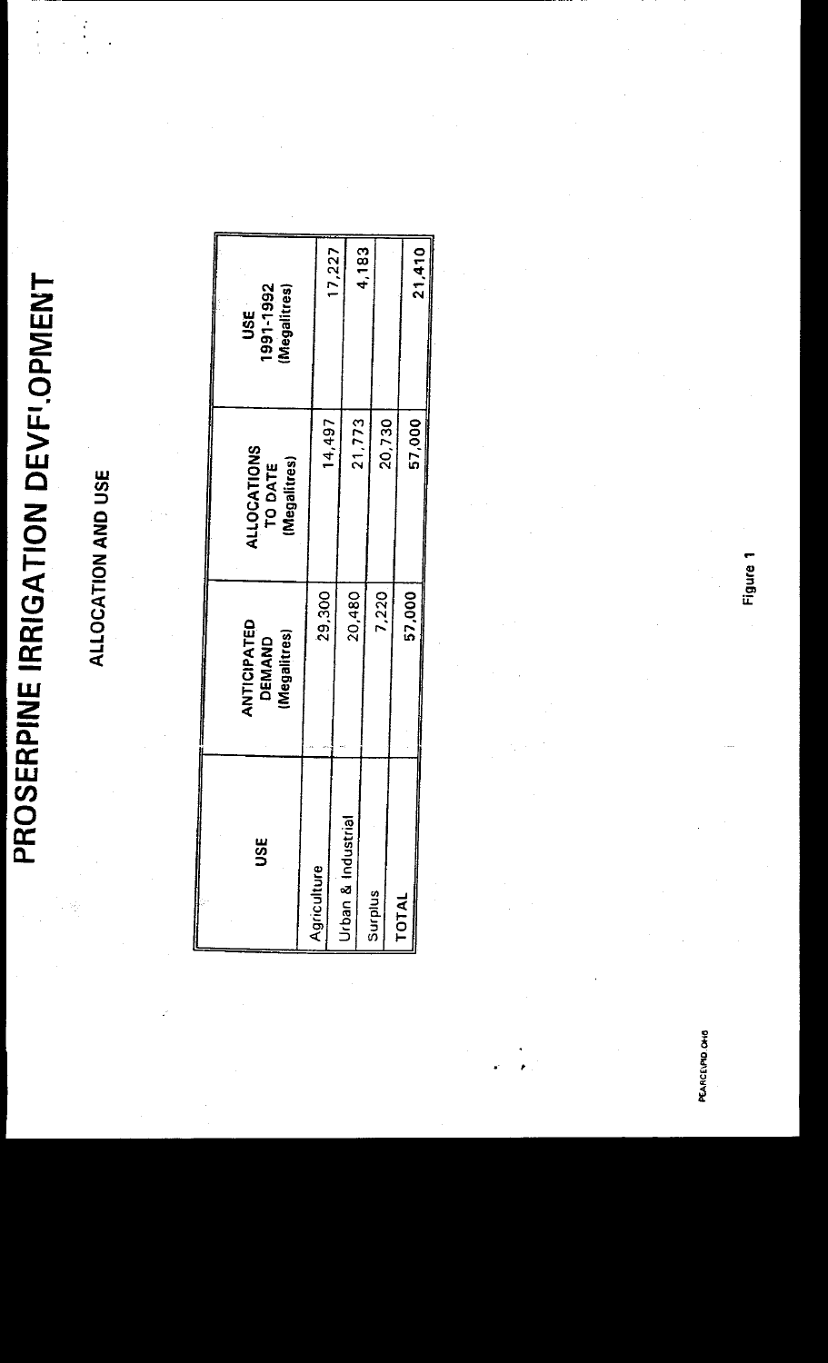# PROSERPINE IRRIGATION DEVELOPMENT

## ALLOCATION AND USE

| USE | ANTICIPATED DEMAND (Megalitres) | ALLOCATIONS TO DATE (Megalitres) | USE 1991-1992 (Megalitres) |
|---|---|---|---|
| Agriculture | 29,300 | 14,497 | 17,227 |
| Urban & Industrial | 20,480 | 21,773 | 4,183 |
| Surplus | 7,220 | 20,730 | |
| TOTAL | 57,000 | 57,000 | 21,410 |

Figure 1

PEARCE\PID OHS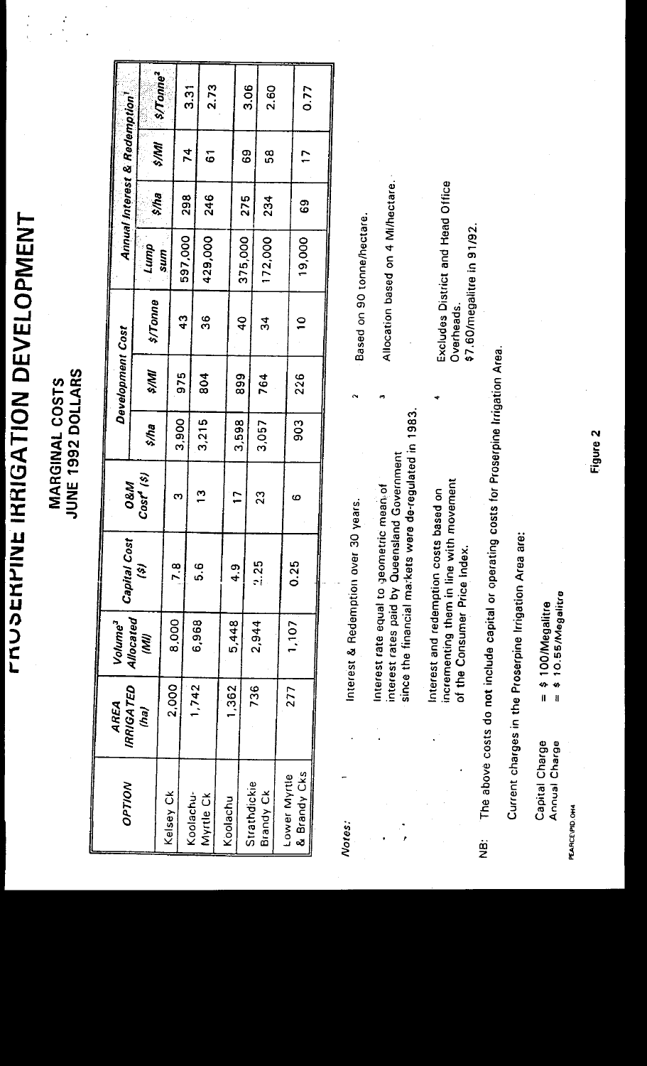# PROSERPINE IRRIGATION DEVELOPMENT

## MARGINAL COSTS
## JUNE 1992 DOLLARS

| OPTION | AREA IRRIGATED (ha) | Volume[3] Allocated (Ml) | Capital Cost ($) | O&M Cost[4] ($) | Development Cost | | | Annual Interest & Redemption[1] | | | |
|---|---|---|---|---|---|---|---|---|---|---|---|
| | | | | | $/ha | $/Ml | $/Tonne | Lump sum | $/ha | $/Ml | $/Tonne[2] |
| Kelsey Ck | 2,000 | 8,000 | 7.8 | 3 | 3,900 | 975 | 43 | 597,000 | 298 | 74 | 3.31 |
| Koolachu-Myrtle Ck | 1,742 | 6,968 | 5.6 | 13 | 3,215 | 804 | 36 | 429,000 | 246 | 61 | 2.73 |
| Koolachu | 1,362 | 5,448 | 4.9 | 17 | 3,598 | 899 | 40 | 375,000 | 275 | 69 | 3.06 |
| Strathdickie Brandy Ck | 736 | 2,944 | 2.25 | 23 | 3,057 | 764 | 34 | 172,000 | 234 | 58 | 2.60 |
| Lower Myrtle & Brandy Cks | 277 | 1,107 | 0.25 | 6 | 903 | 226 | 10 | 19,000 | 69 | 17 | 0.77 |

*Notes:*

[1] Interest & Redemption over 30 years.

Interest rate equal to geometric mean of interest rates paid by Queensland Government since the financial markets were de-regulated in 1983.

Interest and redemption costs based on incrementing them in line with movement of the Consumer Price Index.

[2] Based on 90 tonne/hectare.

[3] Allocation based on 4 Ml/hectare.

[4] Excludes District and Head Office Overheads. $7.60/megalitre in 91/92.

NB: The above costs do not include capital or operating costs for Proserpine Irrigation Area.

Current charges in the Proserpine Irrigation Area are:

Capital Charge = $ 100/Megalitre
Annual Charge = $ 10.55/Megalitre

PEARCE\PID.OH4

Figure 2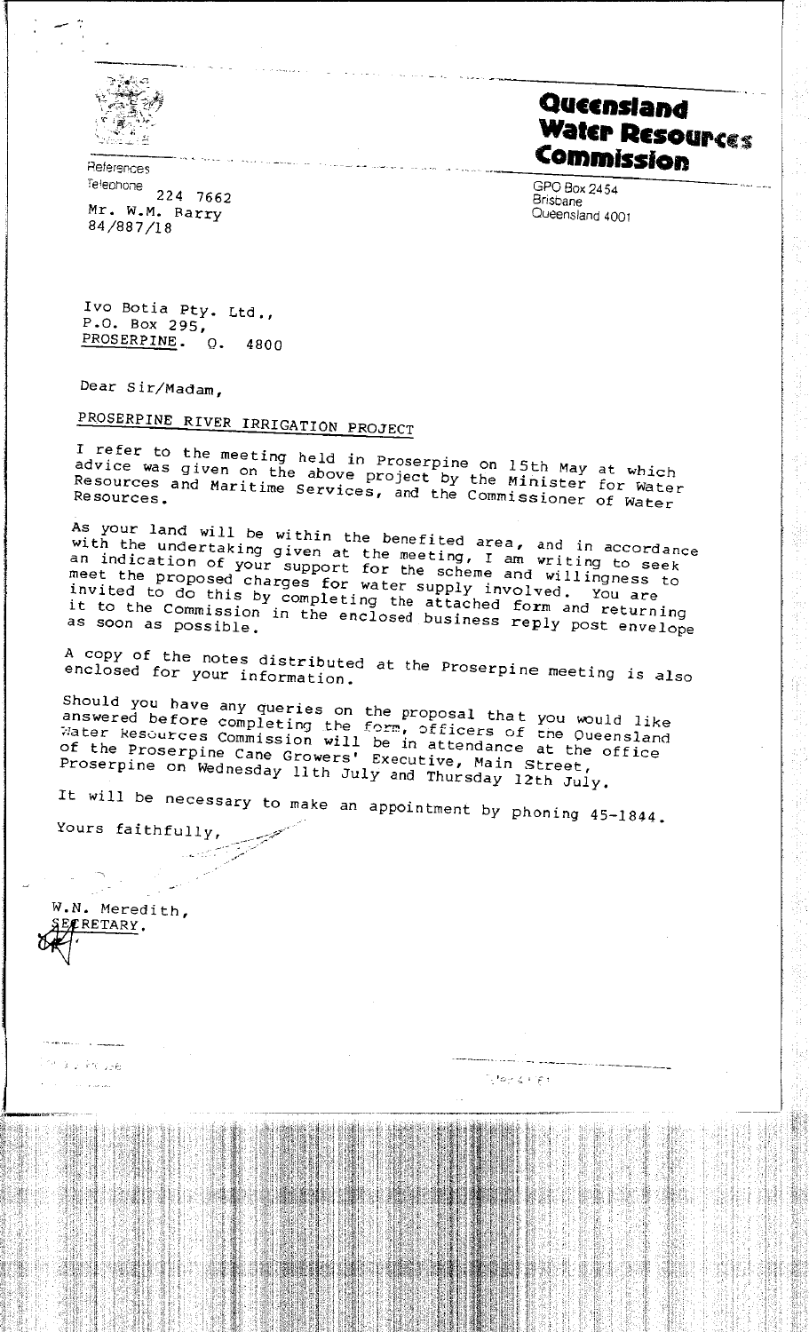**Queensland Water Resources Commission**

GPO Box 2454
Brisbane
Queensland 4001

References
Telephone 224 7662
Mr. W.M. Barry
84/887/18

Ivo Botia Pty. Ltd.,
P.O. Box 295,
PROSERPINE. Q. 4800

Dear Sir/Madam,

PROSERPINE RIVER IRRIGATION PROJECT

I refer to the meeting held in Proserpine on 15th May at which advice was given on the above project by the Minister for Water Resources and Maritime Services, and the Commissioner of Water Resources.

As your land will be within the benefited area, and in accordance with the undertaking given at the meeting, I am writing to seek an indication of your support for the scheme and willingness to meet the proposed charges for water supply involved. You are invited to do this by completing the attached form and returning it to the Commission in the enclosed business reply post envelope as soon as possible.

A copy of the notes distributed at the Proserpine meeting is also enclosed for your information.

Should you have any queries on the proposal that you would like answered before completing the form, officers of the Queensland Water Resources Commission will be in attendance at the office of the Proserpine Cane Growers' Executive, Main Street, Proserpine on Wednesday 11th July and Thursday 12th July.

It will be necessary to make an appointment by phoning 45-1844.

Yours faithfully,

W.N. Meredith,
SECRETARY.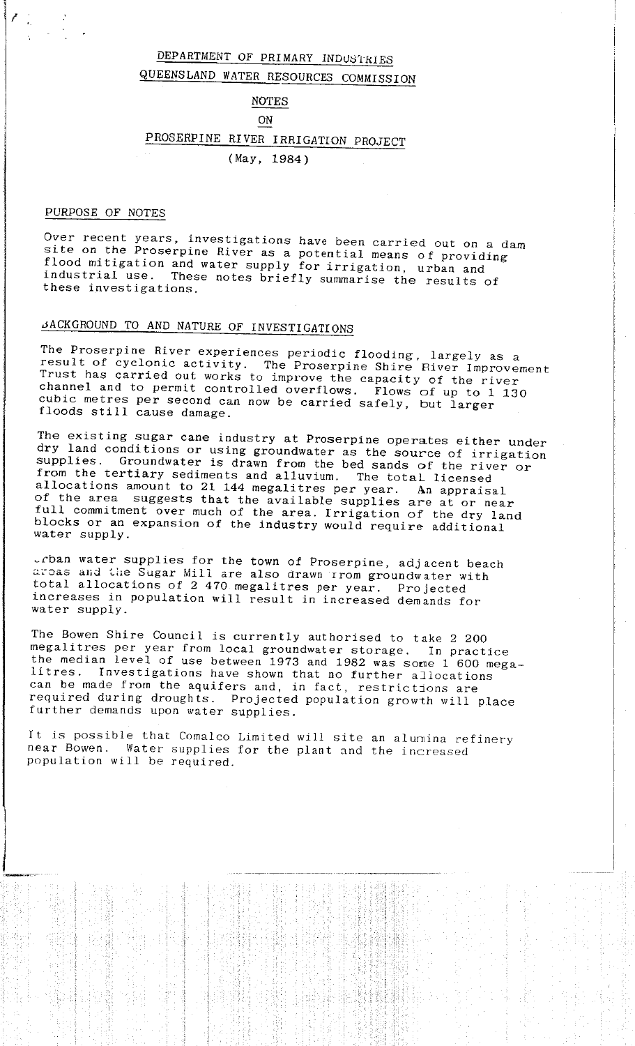DEPARTMENT OF PRIMARY INDUSTRIES

QUEENSLAND WATER RESOURCES COMMISSION

# NOTES

# ON

# PROSERPINE RIVER IRRIGATION PROJECT

(May, 1984)

## PURPOSE OF NOTES

Over recent years, investigations have been carried out on a dam site on the Proserpine River as a potential means of providing flood mitigation and water supply for irrigation, urban and industrial use. These notes briefly summarise the results of these investigations.

## BACKGROUND TO AND NATURE OF INVESTIGATIONS

The Proserpine River experiences periodic flooding, largely as a result of cyclonic activity. The Proserpine Shire River Improvement Trust has carried out works to improve the capacity of the river channel and to permit controlled overflows. Flows of up to 1 130 cubic metres per second can now be carried safely, but larger floods still cause damage.

The existing sugar cane industry at Proserpine operates either under dry land conditions or using groundwater as the source of irrigation supplies. Groundwater is drawn from the bed sands of the river or from the tertiary sediments and alluvium. The total licensed allocations amount to 21 144 megalitres per year. An appraisal of the area suggests that the available supplies are at or near full commitment over much of the area. Irrigation of the dry land blocks or an expansion of the industry would require additional water supply.

Urban water supplies for the town of Proserpine, adjacent beach areas and the Sugar Mill are also drawn from groundwater with total allocations of 2 470 megalitres per year. Projected increases in population will result in increased demands for water supply.

The Bowen Shire Council is currently authorised to take 2 200 megalitres per year from local groundwater storage. In practice the median level of use between 1973 and 1982 was some 1 600 megalitres. Investigations have shown that no further allocations can be made from the aquifers and, in fact, restrictions are required during droughts. Projected population growth will place further demands upon water supplies.

It is possible that Comalco Limited will site an alumina refinery near Bowen. Water supplies for the plant and the increased population will be required.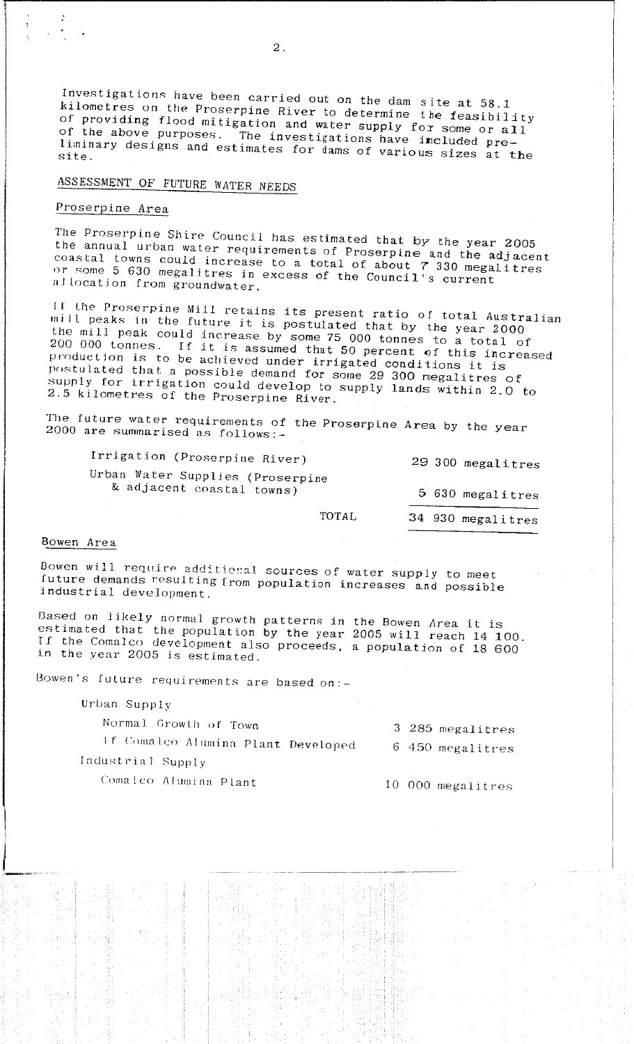Investigations have been carried out on the dam site at 58.1 kilometres on the Proserpine River to determine the feasibility of providing flood mitigation and water supply for some or all of the above purposes. The investigations have included preliminary designs and estimates for dams of various sizes at the site.

## ASSESSMENT OF FUTURE WATER NEEDS

### Proserpine Area

The Proserpine Shire Council has estimated that by the year 2005 the annual urban water requirements of Proserpine and the adjacent coastal towns could increase to a total of about 7 330 megalitres or some 5 630 megalitres in excess of the Council's current allocation from groundwater.

If the Proserpine Mill retains its present ratio of total Australian mill peaks in the future it is postulated that by the year 2000 the mill peak could increase by some 75 000 tonnes to a total of 200 000 tonnes. If it is assumed that 50 percent of this increased production is to be achieved under irrigated conditions it is postulated that a possible demand for some 29 300 megalitres of supply for irrigation could develop to supply lands within 2.0 to 2.5 kilometres of the Proserpine River.

The future water requirements of the Proserpine Area by the year 2000 are summarised as follows:-

| | |
|---|---|
| Irrigation (Proserpine River) | 29 300 megalitres |
| Urban Water Supplies (Proserpine & adjacent coastal towns) | 5 630 megalitres |
| TOTAL | 34 930 megalitres |

### Bowen Area

Bowen will require additional sources of water supply to meet future demands resulting from population increases and possible industrial development.

Based on likely normal growth patterns in the Bowen Area it is estimated that the population by the year 2005 will reach 14 100. If the Comalco development also proceeds, a population of 18 600 in the year 2005 is estimated.

Bowen's future requirements are based on:-

| | |
|---|---|
| Urban Supply | |
| Normal Growth of Town | 3 285 megalitres |
| If Comalco Alumina Plant Developed | 6 450 megalitres |
| Industrial Supply | |
| Comalco Alumina Plant | 10 000 megalitres |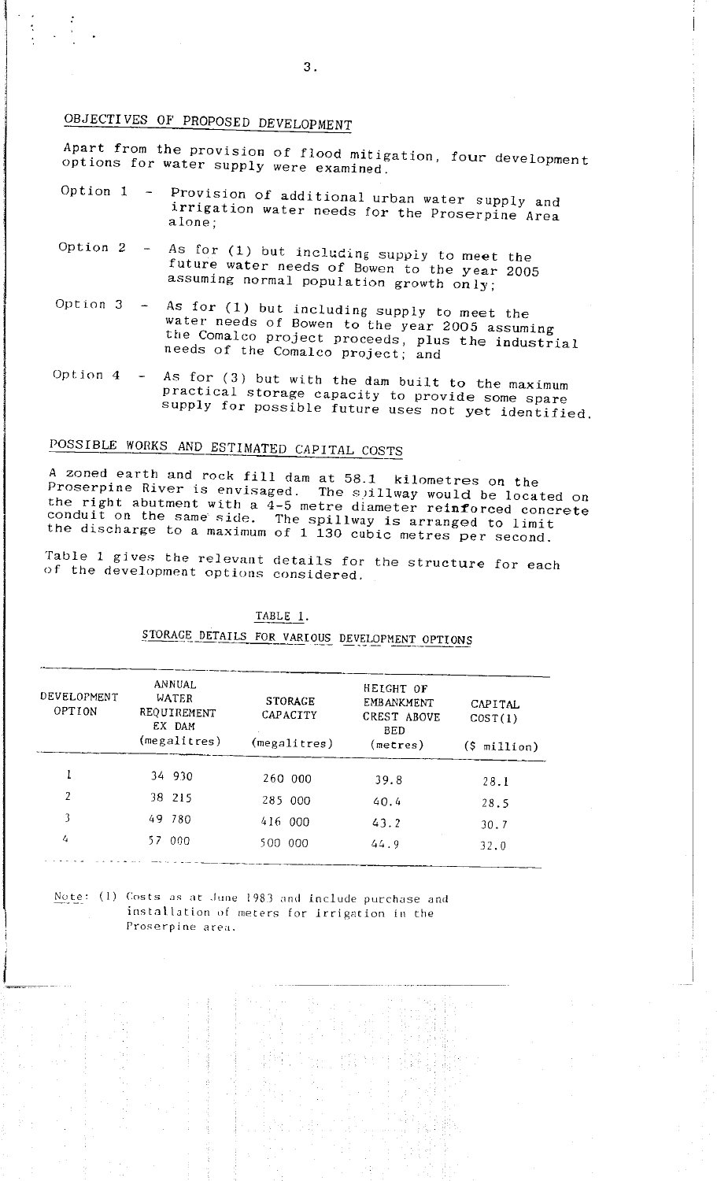## OBJECTIVES OF PROPOSED DEVELOPMENT

Apart from the provision of flood mitigation, four development options for water supply were examined.

Option 1 - Provision of additional urban water supply and irrigation water needs for the Proserpine Area alone;

Option 2 - As for (1) but including supply to meet the future water needs of Bowen to the year 2005 assuming normal population growth only;

Option 3 - As for (1) but including supply to meet the water needs of Bowen to the year 2005 assuming the Comalco project proceeds, plus the industrial needs of the Comalco project; and

Option 4 - As for (3) but with the dam built to the maximum practical storage capacity to provide some spare supply for possible future uses not yet identified.

## POSSIBLE WORKS AND ESTIMATED CAPITAL COSTS

A zoned earth and rock fill dam at 58.1 kilometres on the Proserpine River is envisaged. The spillway would be located on the right abutment with a 4-5 metre diameter reinforced concrete conduit on the same side. The spillway is arranged to limit the discharge to a maximum of 1 130 cubic metres per second.

Table 1 gives the relevant details for the structure for each of the development options considered.

TABLE 1.

STORAGE DETAILS FOR VARIOUS DEVELOPMENT OPTIONS

| DEVELOPMENT OPTION | ANNUAL WATER REQUIREMENT EX DAM (megalitres) | STORAGE CAPACITY (megalitres) | HEIGHT OF EMBANKMENT CREST ABOVE BED (metres) | CAPITAL COST(1) ($ million) |
|---|---|---|---|---|
| 1 | 34 930 | 260 000 | 39.8 | 28.1 |
| 2 | 38 215 | 285 000 | 40.4 | 28.5 |
| 3 | 49 780 | 416 000 | 43.2 | 30.7 |
| 4 | 57 000 | 500 000 | 44.9 | 32.0 |

Note: (1) Costs as at June 1983 and include purchase and installation of meters for irrigation in the Proserpine area.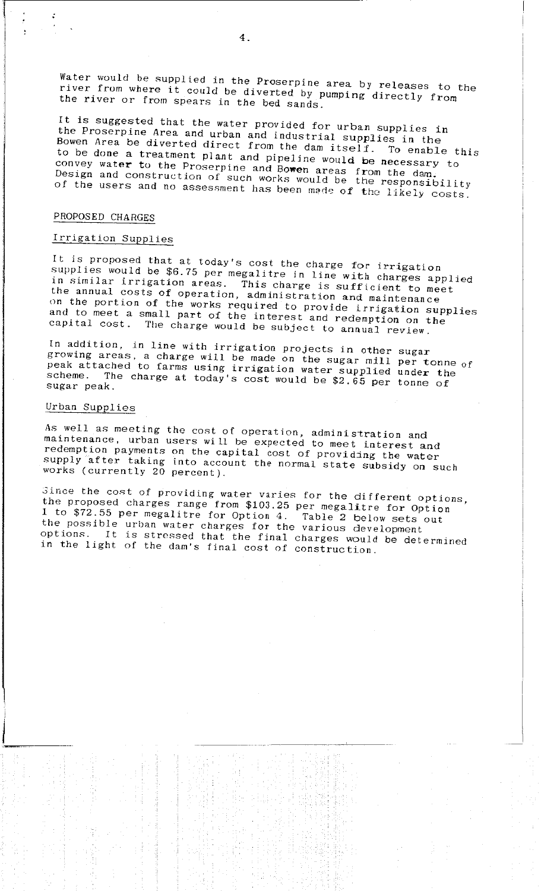Water would be supplied in the Proserpine area by releases to the river from where it could be diverted by pumping directly from the river or from spears in the bed sands.

It is suggested that the water provided for urban supplies in the Proserpine Area and urban and industrial supplies in the Bowen Area be diverted direct from the dam itself. To enable this to be done a treatment plant and pipeline would be necessary to convey water to the Proserpine and Bowen areas from the dam. Design and construction of such works would be the responsibility of the users and no assessment has been made of the likely costs.

## PROPOSED CHARGES

### Irrigation Supplies

It is proposed that at today's cost the charge for irrigation supplies would be $6.75 per megalitre in line with charges applied in similar irrigation areas. This charge is sufficient to meet the annual costs of operation, administration and maintenance on the portion of the works required to provide irrigation supplies and to meet a small part of the interest and redemption on the capital cost. The charge would be subject to annual review.

In addition, in line with irrigation projects in other sugar growing areas, a charge will be made on the sugar mill per tonne of peak attached to farms using irrigation water supplied under the scheme. The charge at today's cost would be $2.65 per tonne of sugar peak.

### Urban Supplies

As well as meeting the cost of operation, administration and maintenance, urban users will be expected to meet interest and redemption payments on the capital cost of providing the water supply after taking into account the normal state subsidy on such works (currently 20 percent).

Since the cost of providing water varies for the different options, the proposed charges range from $103.25 per megalitre for Option 1 to $72.55 per megalitre for Option 4. Table 2 below sets out the possible urban water charges for the various development options. It is stressed that the final charges would be determined in the light of the dam's final cost of construction.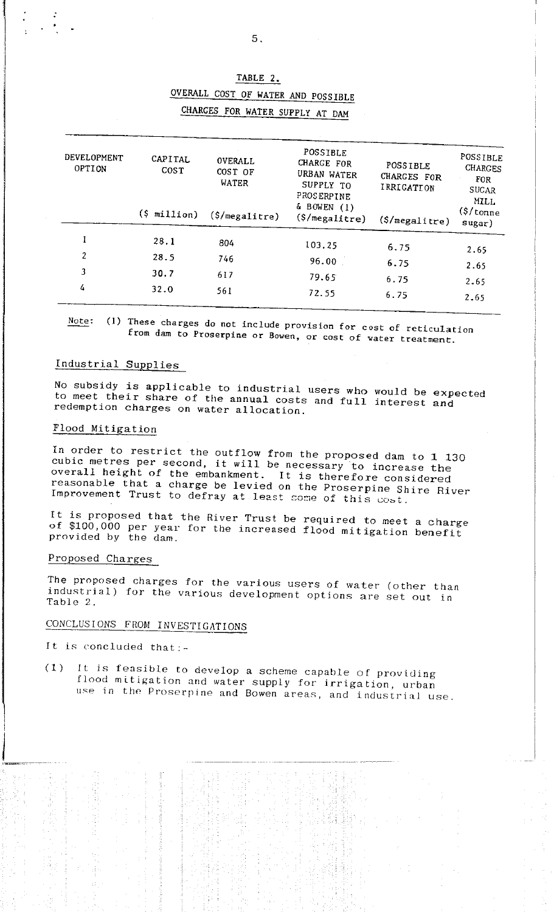## TABLE 2.

## OVERALL COST OF WATER AND POSSIBLE CHARGES FOR WATER SUPPLY AT DAM

| DEVELOPMENT OPTION | CAPITAL COST ($ million) | OVERALL COST OF WATER ($/megalitre) | POSSIBLE CHARGE FOR URBAN WATER SUPPLY TO PROSERPINE & BOWEN (1) ($/megalitre) | POSSIBLE CHARGES FOR IRRIGATION ($/megalitre) | POSSIBLE CHARGES FOR SUGAR MILL ($/tonne sugar) |
|---|---|---|---|---|---|
| 1 | 28.1 | 804 | 103.25 | 6.75 | 2.65 |
| 2 | 28.5 | 746 | 96.00 | 6.75 | 2.65 |
| 3 | 30.7 | 617 | 79.65 | 6.75 | 2.65 |
| 4 | 32.0 | 561 | 72.55 | 6.75 | 2.65 |

Note: (1) These charges do not include provision for cost of reticulation from dam to Proserpine or Bowen, or cost of water treatment.

### Industrial Supplies

No subsidy is applicable to industrial users who would be expected to meet their share of the annual costs and full interest and redemption charges on water allocation.

### Flood Mitigation

In order to restrict the outflow from the proposed dam to 1 130 cubic metres per second, it will be necessary to increase the overall height of the embankment. It is therefore considered reasonable that a charge be levied on the Proserpine Shire River Improvement Trust to defray at least some of this cost.

It is proposed that the River Trust be required to meet a charge of $100,000 per year for the increased flood mitigation benefit provided by the dam.

### Proposed Charges

The proposed charges for the various users of water (other than industrial) for the various development options are set out in Table 2.

## CONCLUSIONS FROM INVESTIGATIONS

It is concluded that:-

(1) It is feasible to develop a scheme capable of providing flood mitigation and water supply for irrigation, urban use in the Proserpine and Bowen areas, and industrial use.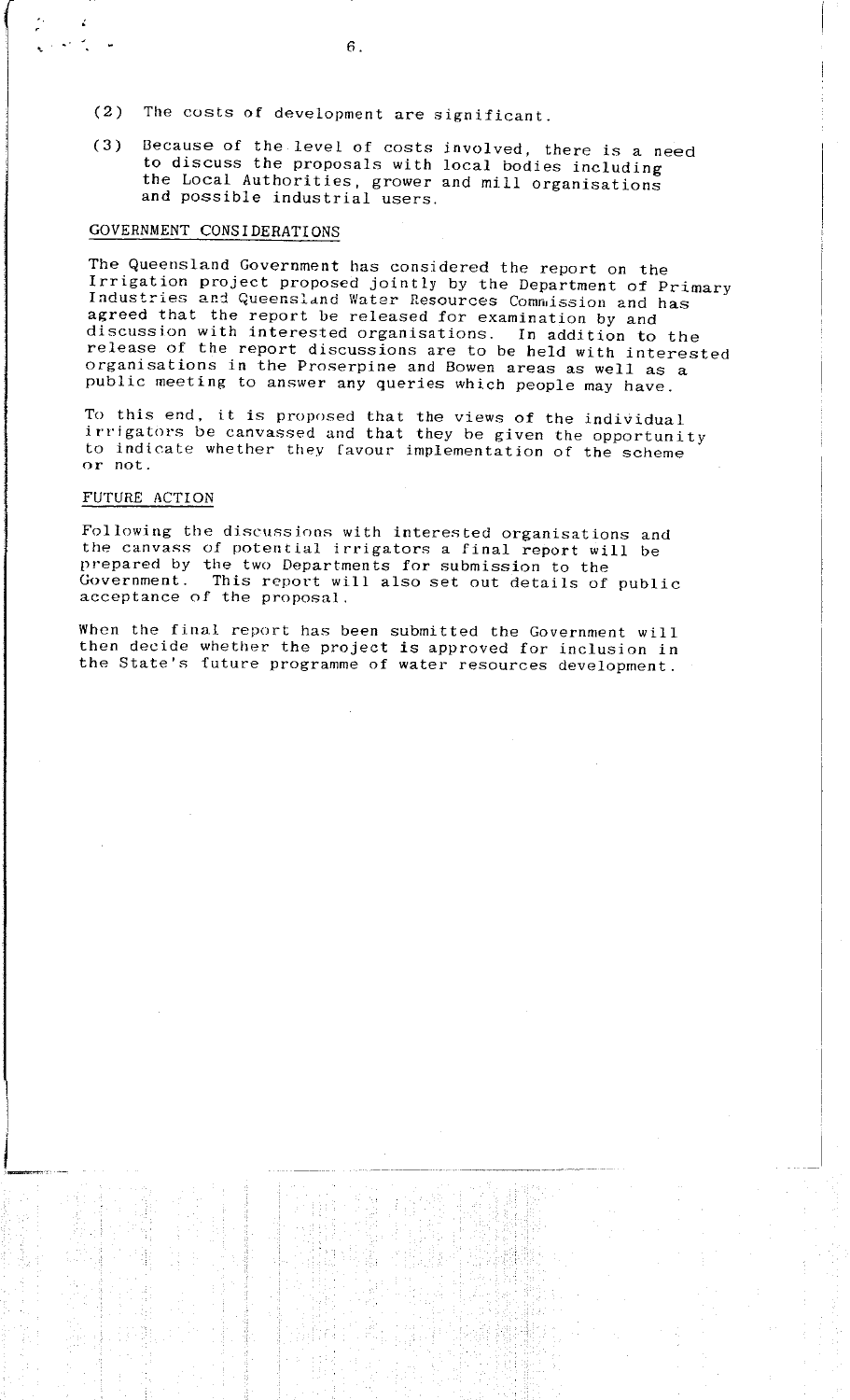(2) The costs of development are significant.

(3) Because of the level of costs involved, there is a need to discuss the proposals with local bodies including the Local Authorities, grower and mill organisations and possible industrial users.

## GOVERNMENT CONSIDERATIONS

The Queensland Government has considered the report on the Irrigation project proposed jointly by the Department of Primary Industries and Queensland Water Resources Commission and has agreed that the report be released for examination by and discussion with interested organisations. In addition to the release of the report discussions are to be held with interested organisations in the Proserpine and Bowen areas as well as a public meeting to answer any queries which people may have.

To this end, it is proposed that the views of the individual irrigators be canvassed and that they be given the opportunity to indicate whether they favour implementation of the scheme or not.

## FUTURE ACTION

Following the discussions with interested organisations and the canvass of potential irrigators a final report will be prepared by the two Departments for submission to the Government. This report will also set out details of public acceptance of the proposal.

When the final report has been submitted the Government will then decide whether the project is approved for inclusion in the State's future programme of water resources development.